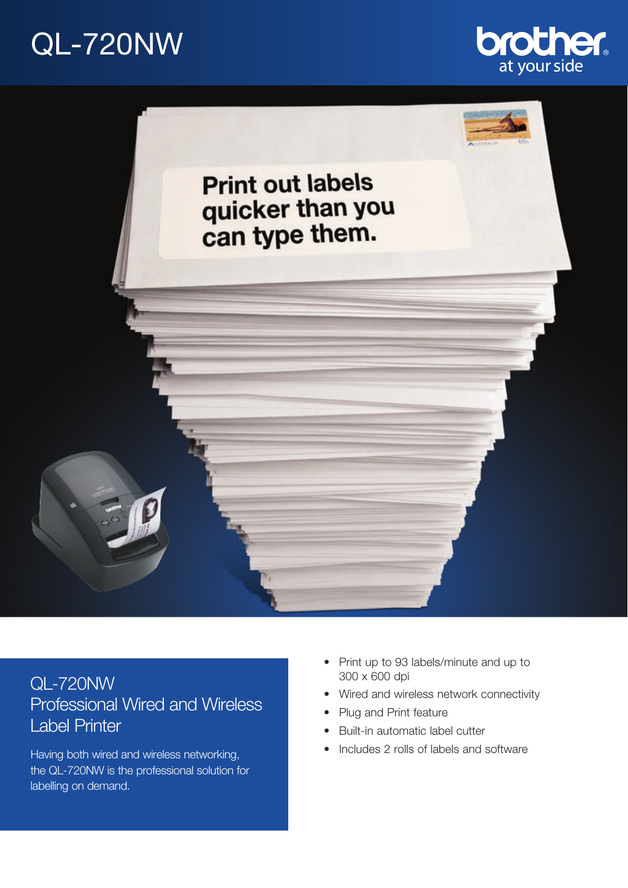# QL-720NW

brother
at your side

Print out labels quicker than you can type them.

## QL-720NW Professional Wired and Wireless Label Printer

Having both wired and wireless networking, the QL-720NW is the professional solution for labelling on demand.

- Print up to 93 labels/minute and up to 300 x 600 dpi
- Wired and wireless network connectivity
- Plug and Print feature
- Built-in automatic label cutter
- Includes 2 rolls of labels and software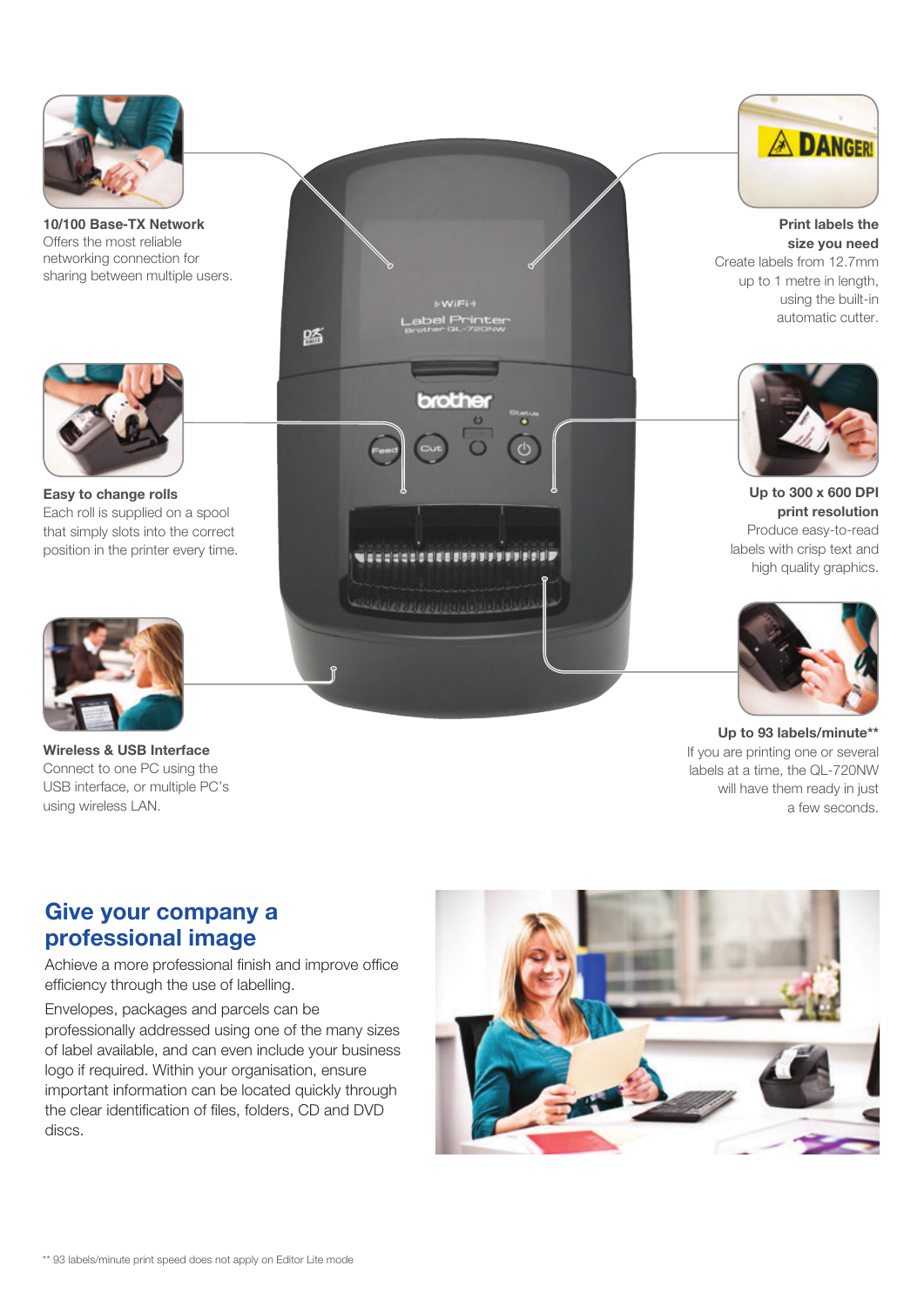**10/100 Base-TX Network**
Offers the most reliable networking connection for sharing between multiple users.

**Easy to change rolls**
Each roll is supplied on a spool that simply slots into the correct position in the printer every time.

**Wireless & USB Interface**
Connect to one PC using the USB interface, or multiple PC's using wireless LAN.

**Print labels the size you need**
Create labels from 12.7mm up to 1 metre in length, using the built-in automatic cutter.

**Up to 300 x 600 DPI print resolution**
Produce easy-to-read labels with crisp text and high quality graphics.

**Up to 93 labels/minute****
If you are printing one or several labels at a time, the QL-720NW will have them ready in just a few seconds.

## Give your company a professional image

Achieve a more professional finish and improve office efficiency through the use of labelling.

Envelopes, packages and parcels can be professionally addressed using one of the many sizes of label available, and can even include your business logo if required. Within your organisation, ensure important information can be located quickly through the clear identification of files, folders, CD and DVD discs.

** 93 labels/minute print speed does not apply on Editor Lite mode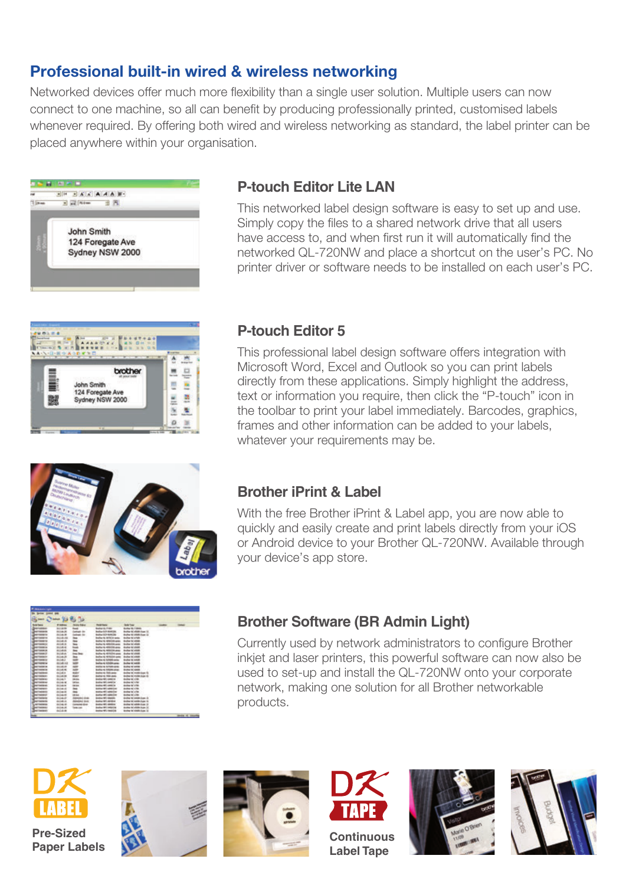## Professional built-in wired & wireless networking

Networked devices offer much more flexibility than a single user solution. Multiple users can now connect to one machine, so all can benefit by producing professionally printed, customised labels whenever required. By offering both wired and wireless networking as standard, the label printer can be placed anywhere within your organisation.

### P-touch Editor Lite LAN

This networked label design software is easy to set up and use. Simply copy the files to a shared network drive that all users have access to, and when first run it will automatically find the networked QL-720NW and place a shortcut on the user's PC. No printer driver or software needs to be installed on each user's PC.

### P-touch Editor 5

This professional label design software offers integration with Microsoft Word, Excel and Outlook so you can print labels directly from these applications. Simply highlight the address, text or information you require, then click the "P-touch" icon in the toolbar to print your label immediately. Barcodes, graphics, frames and other information can be added to your labels, whatever your requirements may be.

### Brother iPrint & Label

With the free Brother iPrint & Label app, you are now able to quickly and easily create and print labels directly from your iOS or Android device to your Brother QL-720NW. Available through your device's app store.

### Brother Software (BR Admin Light)

Currently used by network administrators to configure Brother inkjet and laser printers, this powerful software can now also be used to set-up and install the QL-720NW onto your corporate network, making one solution for all Brother networkable products.

DK LABEL

**Pre-Sized Paper Labels**

DK TAPE

**Continuous Label Tape**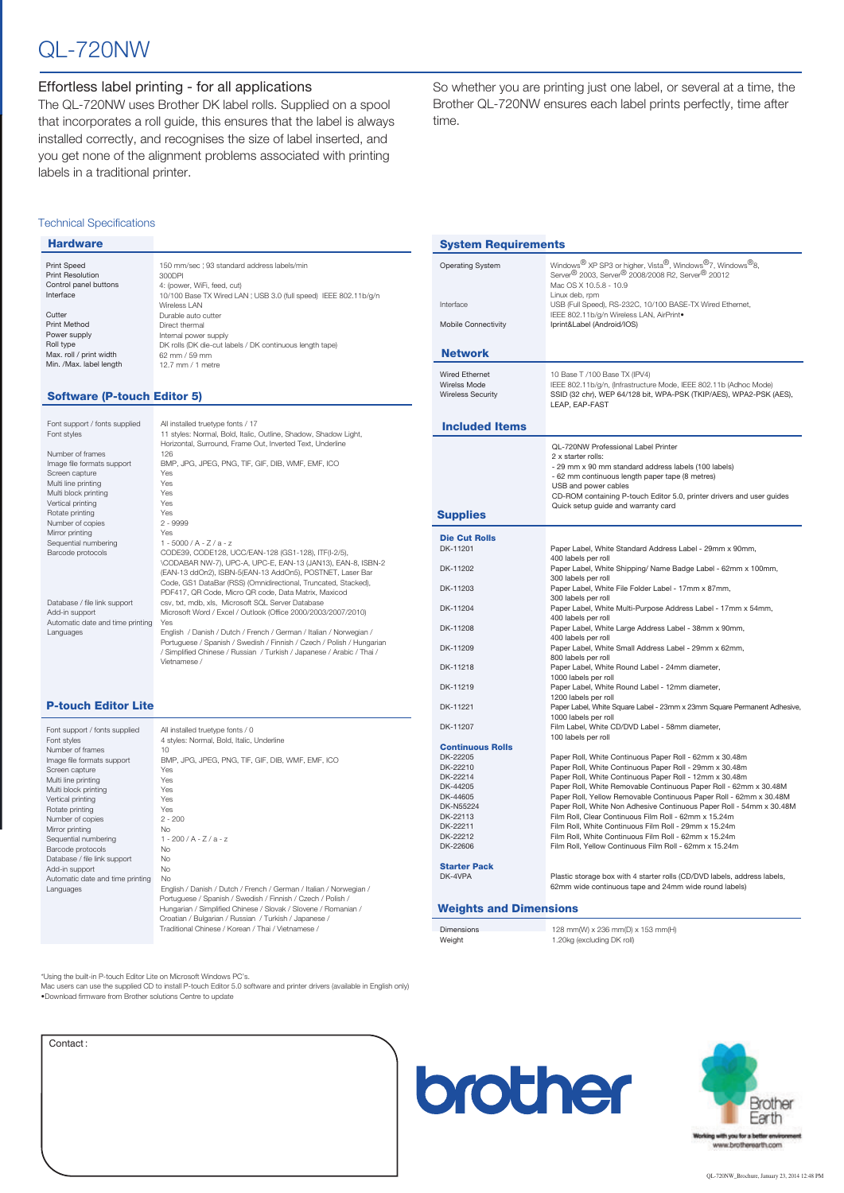# QL-720NW

## Effortless label printing - for all applications

The QL-720NW uses Brother DK label rolls. Supplied on a spool that incorporates a roll guide, this ensures that the label is always installed correctly, and recognises the size of label inserted, and you get none of the alignment problems associated with printing labels in a traditional printer.

So whether you are printing just one label, or several at a time, the Brother QL-720NW ensures each label prints perfectly, time after time.

## Technical Specifications

### Hardware

| | |
|---|---|
| Print Speed | 150 mm/sec ; 93 standard address labels/min |
| Print Resolution | 300DPI |
| Control panel buttons | 4: (power, WiFi, feed, cut) |
| Interface | 10/100 Base TX Wired LAN ; USB 3.0 (full speed) IEEE 802.11b/g/n Wireless LAN |
| Cutter | Durable auto cutter |
| Print Method | Direct thermal |
| Power supply | Internal power supply |
| Roll type | DK rolls (DK die-cut labels / DK continuous length tape) |
| Max. roll / print width | 62 mm / 59 mm |
| Min. /Max. label length | 12.7 mm / 1 metre |

### Software (P-touch Editor 5)

| | |
|---|---|
| Font support / fonts supplied | All installed truetype fonts / 17 |
| Font styles | 11 styles: Normal, Bold, Italic, Outline, Shadow, Shadow Light, Horizontal, Surround, Frame Out, Inverted Text, Underline |
| Number of frames | 126 |
| Image file formats support | BMP, JPG, JPEG, PNG, TIF, GIF, DIB, WMF, EMF, ICO |
| Screen capture | Yes |
| Multi line printing | Yes |
| Multi block printing | Yes |
| Vertical printing | Yes |
| Rotate printing | Yes |
| Number of copies | 2 - 9999 |
| Mirror printing | Yes |
| Sequential numbering | 1 - 5000 / A - Z / a - z |
| Barcode protocols | CODE39, CODE128, UCC/EAN-128 (GS1-128), ITF(I-2/5), \CODABAR NW-7), UPC-A, UPC-E, EAN-13 (JAN13), EAN-8, ISBN-2 (EAN-13 ddOn2), ISBN-5(EAN-13 AddOn5), POSTNET, Laser Bar Code, GS1 DataBar (RSS) (Omnidirectional, Truncated, Stacked), PDF417, QR Code, Micro QR code, Data Matrix, Maxicod |
| Database / file link support | csv, txt, mdb, xls, Microsoft SQL Server Database |
| Add-in support | Microsoft Word / Excel / Outlook (Office 2000/2003/2007/2010) |
| Automatic date and time printing | Yes |
| Languages | English / Danish / Dutch / French / German / Italian / Norwegian / Portuguese / Spanish / Swedish / Finnish / Czech / Polish / Hungarian / Simplified Chinese / Russian / Turkish / Japanese / Arabic / Thai / Vietnamese / |

### P-touch Editor Lite

| | |
|---|---|
| Font support / fonts supplied | All installed truetype fonts / 0 |
| Font styles | 4 styles: Normal, Bold, Italic, Underline |
| Number of frames | 10 |
| Image file formats support | BMP, JPG, JPEG, PNG, TIF, GIF, DIB, WMF, EMF, ICO |
| Screen capture | Yes |
| Multi line printing | Yes |
| Multi block printing | Yes |
| Vertical printing | Yes |
| Rotate printing | Yes |
| Number of copies | 2 - 200 |
| Mirror printing | No |
| Sequential numbering | 1 - 200 / A - Z / a - z |
| Barcode protocols | No |
| Database / file link support | No |
| Add-in support | No |
| Automatic date and time printing | No |
| Languages | English / Danish / Dutch / German / French / Italian / Norwegian / Portuguese / Spanish / Swedish / Finnish / Czech / Polish / Hungarian / Simplified Chinese / Slovak / Slovene / Romanian / Croatian / Bulgarian / Russian / Turkish / Japanese / Traditional Chinese / Korean / Thai / Vietnamese / |

### System Requirements

| | |
|---|---|
| Operating System | Windows® XP SP3 or higher, Vista®, Windows®7, Windows®8, Server® 2003, Server® 2008/2008 R2, Server® 20012 Mac OS X 10.5.8 - 10.9 Linux deb, rpm |
| Interface | USB (Full Speed), RS-232C, 10/100 Base-TX Wired Ethernet, IEEE 802.11b/g/n Wireless LAN, AirPrint• |
| Mobile Connectivity | Iprint&Label (Android/IOS) |

### Network

| | |
|---|---|
| Wired Ethernet | 10 Base T /100 Base TX (IPV4) |
| Wirelss Mode | IEEE 802.11b/g/n, (Infrastructure Mode, IEEE 802.11b (Adhoc Mode) |
| Wireless Security | SSID (32 chr), WEP 64/128 bit, WPA-PSK (TKIP/AES), WPA2-PSK (AES), LEAP, EAP-FAST |

### Included Items

- QL-720NW Professional Label Printer
- 2 x starter rolls:
  - 29 mm x 90 mm standard address labels (100 labels)
  - 62 mm continuous length paper tape (8 metres)
- USB and power cables
- CD-ROM containing P-touch Editor 5.0, printer drivers and user guides
- Quick setup guide and warranty card

### Supplies

| | |
|---|---|
| **Die Cut Rolls** | |
| DK-11201 | Paper Label, White Standard Address Label - 29mm x 90mm, 400 labels per roll |
| DK-11202 | Paper Label, White Shipping/ Name Badge Label - 62mm x 100mm, 300 labels per roll |
| DK-11203 | Paper Label, White File Folder Label - 17mm x 87mm, 300 labels per roll |
| DK-11204 | Paper Label, White Multi-Purpose Address Label - 17mm x 54mm, 400 labels per roll |
| DK-11208 | Paper Label, White Large Address Label - 38mm x 90mm, 400 labels per roll |
| DK-11209 | Paper Label, White Small Address Label - 29mm x 62mm, 800 labels per roll |
| DK-11218 | Paper Label, White Round Label - 24mm diameter, 1000 labels per roll |
| DK-11219 | Paper Label, White Round Label - 12mm diameter, 1200 labels per roll |
| DK-11221 | Paper Label, White Square Label - 23mm x 23mm Square Permanent Adhesive, 1000 labels per roll |
| DK-11207 | Film Label, White CD/DVD Label - 58mm diameter, 100 labels per roll |
| **Continuous Rolls** | |
| DK-22205 | Paper Roll, White Continuous Paper Roll - 62mm x 30.48m |
| DK-22210 | Paper Roll, White Continuous Paper Roll - 29mm x 30.48m |
| DK-22214 | Paper Roll, White Continuous Paper Roll - 12mm x 30.48m |
| DK-44205 | Paper Roll, White Removable Continuous Paper Roll - 62mm x 30.48M |
| DK-44605 | Paper Roll, Yellow Removable Continuous Paper Roll - 62mm x 30.48M |
| DK-N55224 | Paper Roll, White Non Adhesive Continuous Paper Roll - 54mm x 30.48M |
| DK-22113 | Film Roll, Clear Continuous Film Roll - 62mm x 15.24m |
| DK-22211 | Film Roll, White Continuous Film Roll - 29mm x 15.24m |
| DK-22212 | Film Roll, White Continuous Film Roll - 62mm x 15.24m |
| DK-22606 | Film Roll, Yellow Continuous Film Roll - 62mm x 15.24m |
| **Starter Pack** | |
| DK-4VPA | Plastic storage box with 4 starter rolls (CD/DVD labels, address labels, 62mm wide continuous tape and 24mm wide round labels) |

### Weights and Dimensions

| | |
|---|---|
| Dimensions | 128 mm(W) x 236 mm(D) x 153 mm(H) |
| Weight | 1.20kg (excluding DK roll) |

*Using the built-in P-touch Editor Lite on Microsoft Windows PC's.
Mac users can use the supplied CD to install P-touch Editor 5.0 software and printer drivers (available in English only)
•Download firmware from Brother solutions Centre to update

Contact :

brother

Brother Earth
Working with you for a better environment
www.brotherearth.com

QL-720NW_Brochure, January 23, 2014 12:48 PM